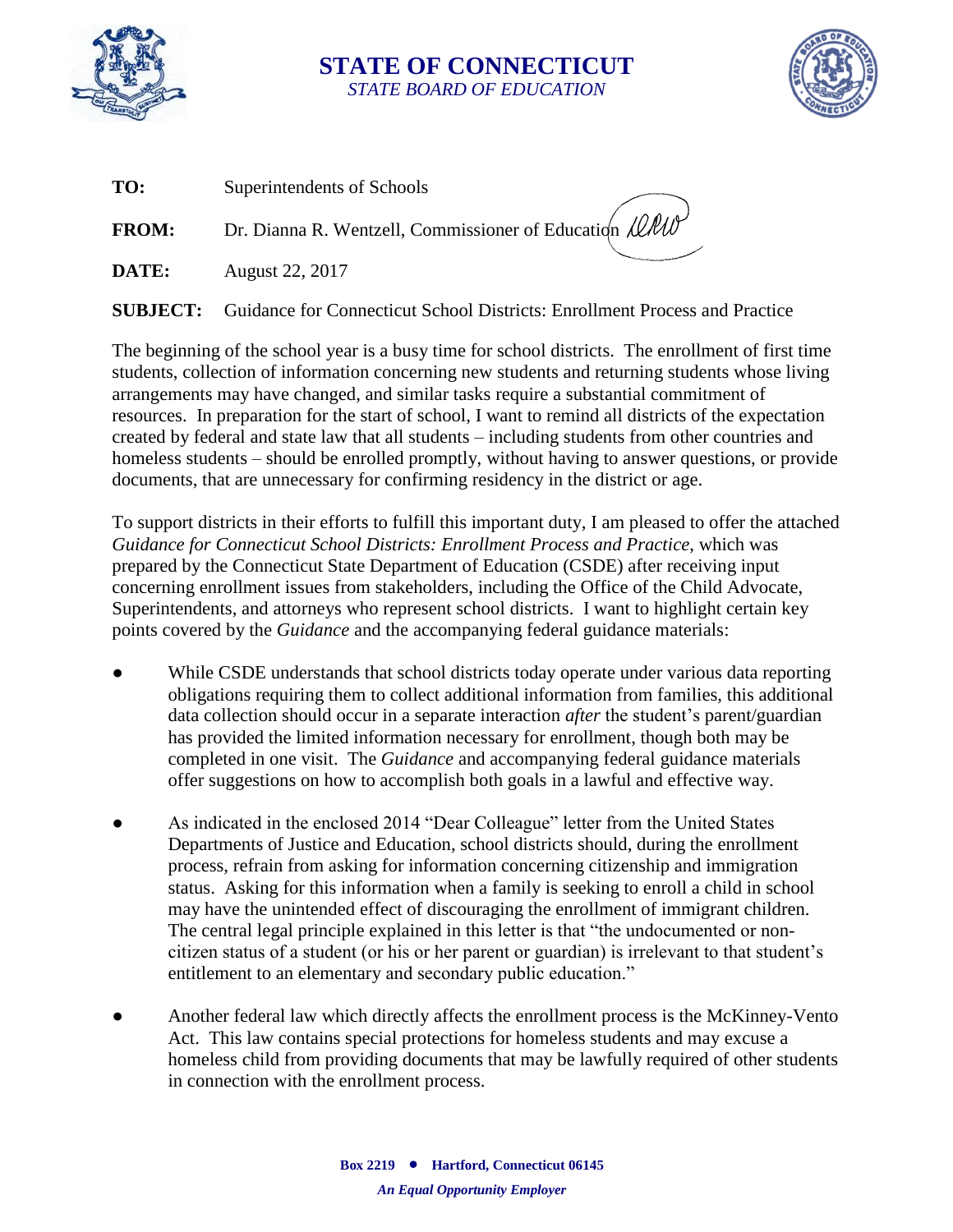# STATE OF CONNECTICUT

*STATE BOARD OF EDUCATION*

**TO:** Superintendents of Schools

**FROM:** Dr. Dianna R. Wentzell, Commissioner of Education

**DATE:** August 22, 2017

**SUBJECT:** Guidance for Connecticut School Districts: Enrollment Process and Practice

The beginning of the school year is a busy time for school districts. The enrollment of first time students, collection of information concerning new students and returning students whose living arrangements may have changed, and similar tasks require a substantial commitment of resources. In preparation for the start of school, I want to remind all districts of the expectation created by federal and state law that all students – including students from other countries and homeless students – should be enrolled promptly, without having to answer questions, or provide documents, that are unnecessary for confirming residency in the district or age.

To support districts in their efforts to fulfill this important duty, I am pleased to offer the attached *Guidance for Connecticut School Districts: Enrollment Process and Practice*, which was prepared by the Connecticut State Department of Education (CSDE) after receiving input concerning enrollment issues from stakeholders, including the Office of the Child Advocate, Superintendents, and attorneys who represent school districts. I want to highlight certain key points covered by the *Guidance* and the accompanying federal guidance materials:

- While CSDE understands that school districts today operate under various data reporting obligations requiring them to collect additional information from families, this additional data collection should occur in a separate interaction *after* the student's parent/guardian has provided the limited information necessary for enrollment, though both may be completed in one visit. The *Guidance* and accompanying federal guidance materials offer suggestions on how to accomplish both goals in a lawful and effective way.

- As indicated in the enclosed 2014 "Dear Colleague" letter from the United States Departments of Justice and Education, school districts should, during the enrollment process, refrain from asking for information concerning citizenship and immigration status. Asking for this information when a family is seeking to enroll a child in school may have the unintended effect of discouraging the enrollment of immigrant children. The central legal principle explained in this letter is that "the undocumented or non-citizen status of a student (or his or her parent or guardian) is irrelevant to that student's entitlement to an elementary and secondary public education."

- Another federal law which directly affects the enrollment process is the McKinney-Vento Act. This law contains special protections for homeless students and may excuse a homeless child from providing documents that may be lawfully required of other students in connection with the enrollment process.

**Box 2219 • Hartford, Connecticut 06145**

***An Equal Opportunity Employer***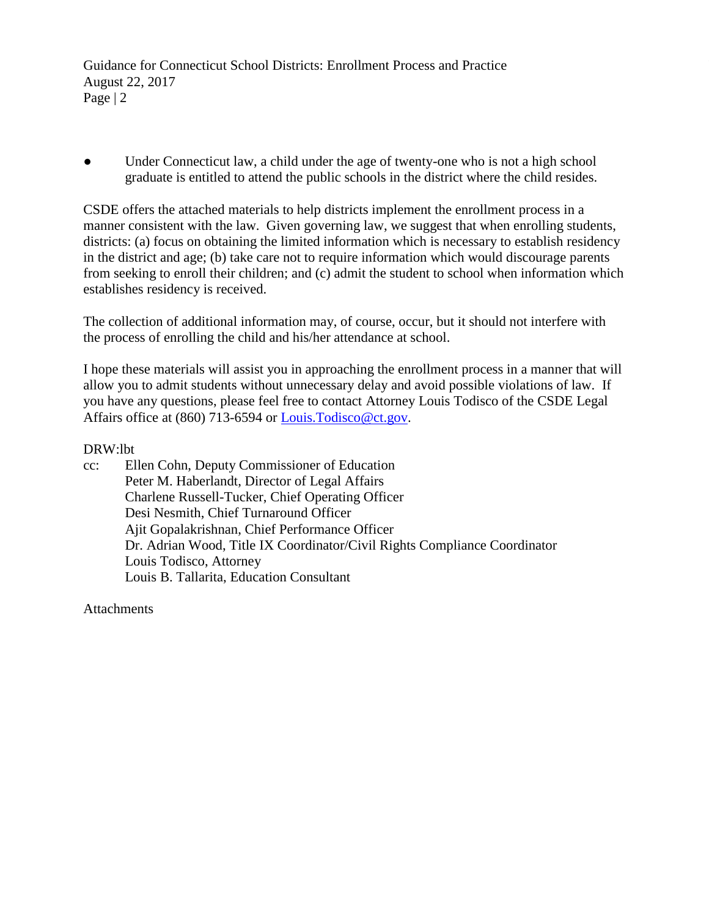- Under Connecticut law, a child under the age of twenty-one who is not a high school graduate is entitled to attend the public schools in the district where the child resides.

CSDE offers the attached materials to help districts implement the enrollment process in a manner consistent with the law. Given governing law, we suggest that when enrolling students, districts: (a) focus on obtaining the limited information which is necessary to establish residency in the district and age; (b) take care not to require information which would discourage parents from seeking to enroll their children; and (c) admit the student to school when information which establishes residency is received.

The collection of additional information may, of course, occur, but it should not interfere with the process of enrolling the child and his/her attendance at school.

I hope these materials will assist you in approaching the enrollment process in a manner that will allow you to admit students without unnecessary delay and avoid possible violations of law. If you have any questions, please feel free to contact Attorney Louis Todisco of the CSDE Legal Affairs office at (860) 713-6594 or Louis.Todisco@ct.gov.

DRW:lbt

cc: Ellen Cohn, Deputy Commissioner of Education
Peter M. Haberlandt, Director of Legal Affairs
Charlene Russell-Tucker, Chief Operating Officer
Desi Nesmith, Chief Turnaround Officer
Ajit Gopalakrishnan, Chief Performance Officer
Dr. Adrian Wood, Title IX Coordinator/Civil Rights Compliance Coordinator
Louis Todisco, Attorney
Louis B. Tallarita, Education Consultant

Attachments